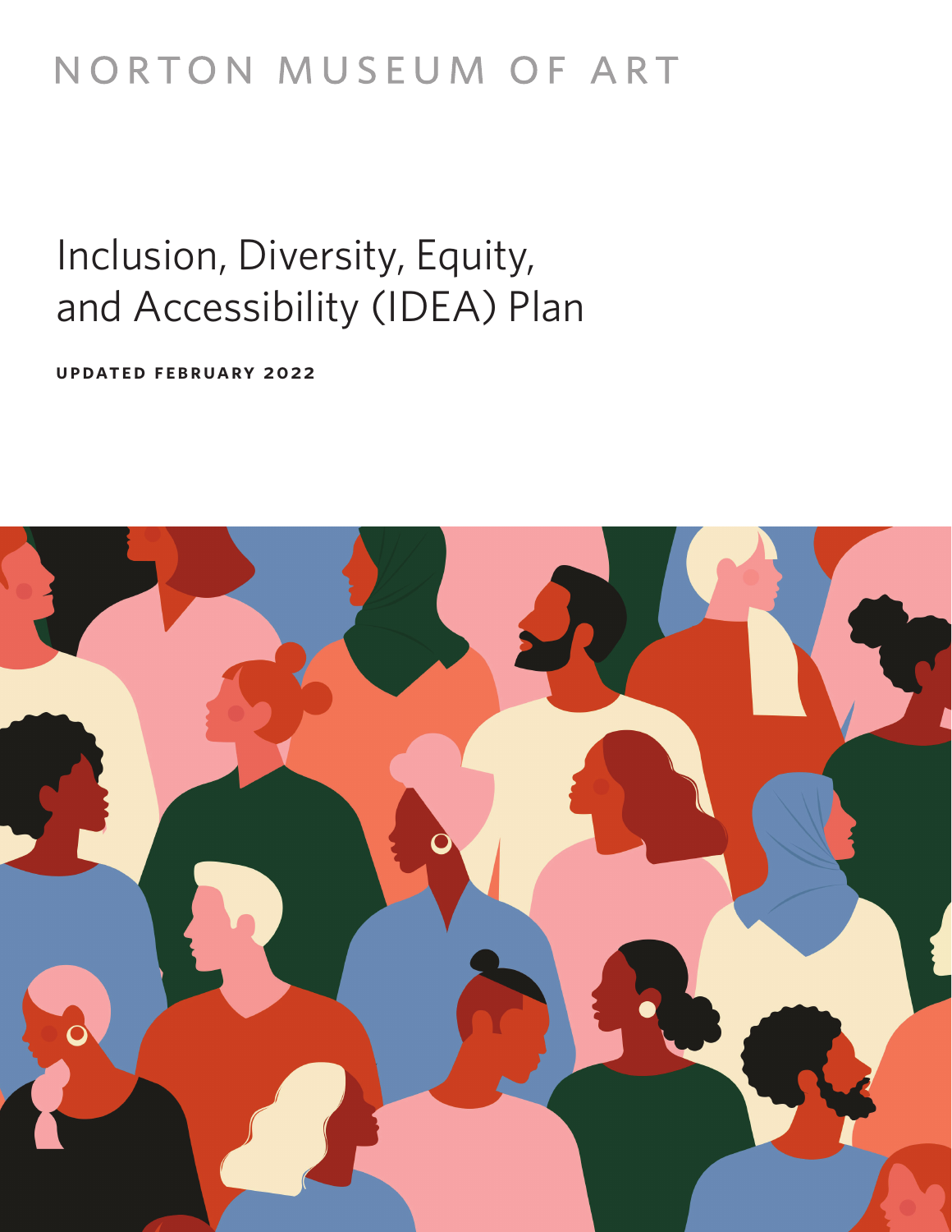NORTON MUSEUM OF ART

# Inclusion, Diversity, Equity, and Accessibility (IDEA) Plan

**UPDATED FEBRUARY 2022**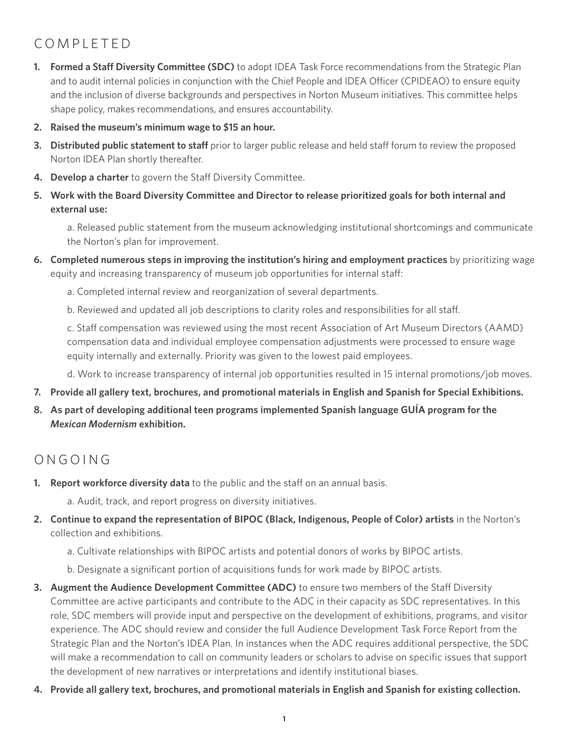## COMPLETED

1. **Formed a Staff Diversity Committee (SDC)** to adopt IDEA Task Force recommendations from the Strategic Plan and to audit internal policies in conjunction with the Chief People and IDEA Officer (CPIDEAO) to ensure equity and the inclusion of diverse backgrounds and perspectives in Norton Museum initiatives. This committee helps shape policy, makes recommendations, and ensures accountability.
2. **Raised the museum's minimum wage to $15 an hour.**
3. **Distributed public statement to staff** prior to larger public release and held staff forum to review the proposed Norton IDEA Plan shortly thereafter.
4. **Develop a charter** to govern the Staff Diversity Committee.
5. **Work with the Board Diversity Committee and Director to release prioritized goals for both internal and external use:**

   a. Released public statement from the museum acknowledging institutional shortcomings and communicate the Norton's plan for improvement.

6. **Completed numerous steps in improving the institution's hiring and employment practices** by prioritizing wage equity and increasing transparency of museum job opportunities for internal staff:

   a. Completed internal review and reorganization of several departments.

   b. Reviewed and updated all job descriptions to clarity roles and responsibilities for all staff.

   c. Staff compensation was reviewed using the most recent Association of Art Museum Directors (AAMD) compensation data and individual employee compensation adjustments were processed to ensure wage equity internally and externally. Priority was given to the lowest paid employees.

   d. Work to increase transparency of internal job opportunities resulted in 15 internal promotions/job moves.

7. **Provide all gallery text, brochures, and promotional materials in English and Spanish for Special Exhibitions.**
8. **As part of developing additional teen programs implemented Spanish language GUÍA program for the *Mexican Modernism* exhibition.**

## ONGOING

1. **Report workforce diversity data** to the public and the staff on an annual basis.

   a. Audit, track, and report progress on diversity initiatives.

2. **Continue to expand the representation of BIPOC (Black, Indigenous, People of Color) artists** in the Norton's collection and exhibitions.

   a. Cultivate relationships with BIPOC artists and potential donors of works by BIPOC artists.

   b. Designate a significant portion of acquisitions funds for work made by BIPOC artists.

3. **Augment the Audience Development Committee (ADC)** to ensure two members of the Staff Diversity Committee are active participants and contribute to the ADC in their capacity as SDC representatives. In this role, SDC members will provide input and perspective on the development of exhibitions, programs, and visitor experience. The ADC should review and consider the full Audience Development Task Force Report from the Strategic Plan and the Norton's IDEA Plan. In instances when the ADC requires additional perspective, the SDC will make a recommendation to call on community leaders or scholars to advise on specific issues that support the development of new narratives or interpretations and identify institutional biases.
4. **Provide all gallery text, brochures, and promotional materials in English and Spanish for existing collection.**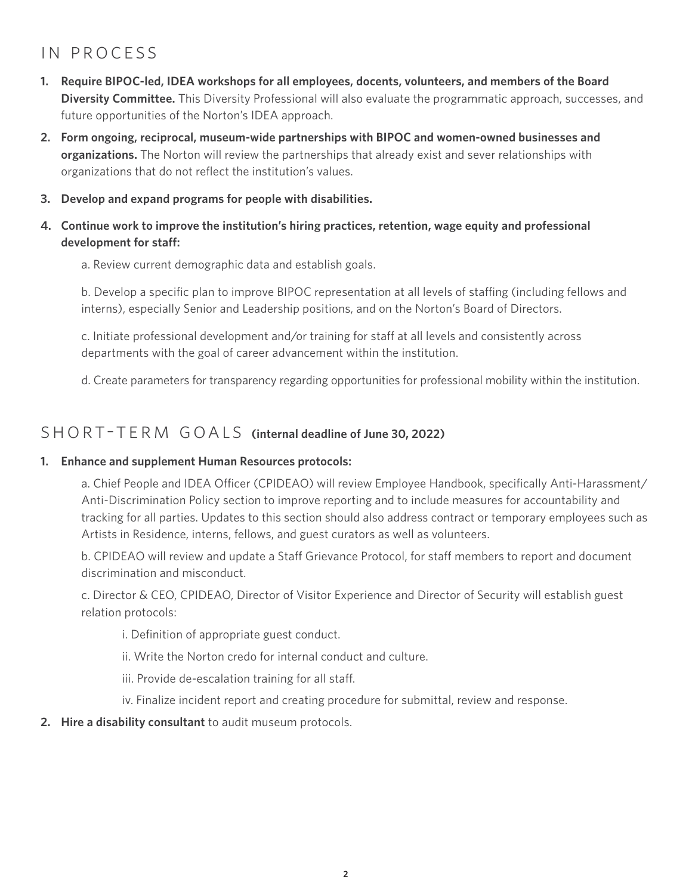## IN PROCESS

1. **Require BIPOC-led, IDEA workshops for all employees, docents, volunteers, and members of the Board Diversity Committee.** This Diversity Professional will also evaluate the programmatic approach, successes, and future opportunities of the Norton's IDEA approach.
2. **Form ongoing, reciprocal, museum-wide partnerships with BIPOC and women-owned businesses and organizations.** The Norton will review the partnerships that already exist and sever relationships with organizations that do not reflect the institution's values.
3. **Develop and expand programs for people with disabilities.**
4. **Continue work to improve the institution's hiring practices, retention, wage equity and professional development for staff:**

   a. Review current demographic data and establish goals.

   b. Develop a specific plan to improve BIPOC representation at all levels of staffing (including fellows and interns), especially Senior and Leadership positions, and on the Norton's Board of Directors.

   c. Initiate professional development and/or training for staff at all levels and consistently across departments with the goal of career advancement within the institution.

   d. Create parameters for transparency regarding opportunities for professional mobility within the institution.

## SHORT-TERM GOALS **(internal deadline of June 30, 2022)**

1. **Enhance and supplement Human Resources protocols:**

   a. Chief People and IDEA Officer (CPIDEAO) will review Employee Handbook, specifically Anti-Harassment/Anti-Discrimination Policy section to improve reporting and to include measures for accountability and tracking for all parties. Updates to this section should also address contract or temporary employees such as Artists in Residence, interns, fellows, and guest curators as well as volunteers.

   b. CPIDEAO will review and update a Staff Grievance Protocol, for staff members to report and document discrimination and misconduct.

   c. Director & CEO, CPIDEAO, Director of Visitor Experience and Director of Security will establish guest relation protocols:

      i. Definition of appropriate guest conduct.

      ii. Write the Norton credo for internal conduct and culture.

      iii. Provide de-escalation training for all staff.

      iv. Finalize incident report and creating procedure for submittal, review and response.

2. **Hire a disability consultant** to audit museum protocols.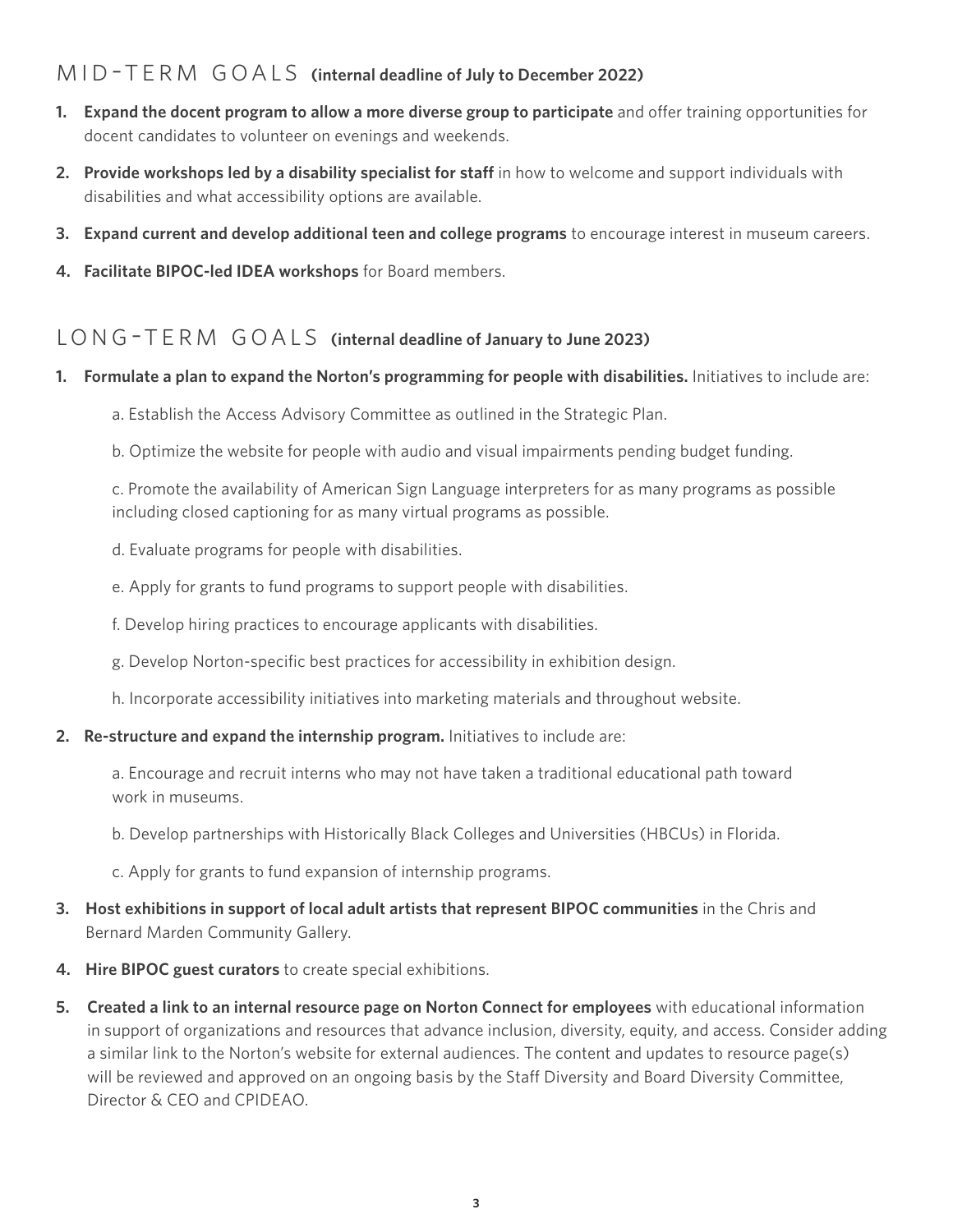## MID-TERM GOALS **(internal deadline of July to December 2022)**

1. **Expand the docent program to allow a more diverse group to participate** and offer training opportunities for docent candidates to volunteer on evenings and weekends.
2. **Provide workshops led by a disability specialist for staff** in how to welcome and support individuals with disabilities and what accessibility options are available.
3. **Expand current and develop additional teen and college programs** to encourage interest in museum careers.
4. **Facilitate BIPOC-led IDEA workshops** for Board members.

## LONG-TERM GOALS **(internal deadline of January to June 2023)**

1. **Formulate a plan to expand the Norton's programming for people with disabilities.** Initiatives to include are:

   a. Establish the Access Advisory Committee as outlined in the Strategic Plan.

   b. Optimize the website for people with audio and visual impairments pending budget funding.

   c. Promote the availability of American Sign Language interpreters for as many programs as possible including closed captioning for as many virtual programs as possible.

   d. Evaluate programs for people with disabilities.

   e. Apply for grants to fund programs to support people with disabilities.

   f. Develop hiring practices to encourage applicants with disabilities.

   g. Develop Norton-specific best practices for accessibility in exhibition design.

   h. Incorporate accessibility initiatives into marketing materials and throughout website.

2. **Re-structure and expand the internship program.** Initiatives to include are:

   a. Encourage and recruit interns who may not have taken a traditional educational path toward work in museums.

   b. Develop partnerships with Historically Black Colleges and Universities (HBCUs) in Florida.

   c. Apply for grants to fund expansion of internship programs.

3. **Host exhibitions in support of local adult artists that represent BIPOC communities** in the Chris and Bernard Marden Community Gallery.
4. **Hire BIPOC guest curators** to create special exhibitions.
5. **Created a link to an internal resource page on Norton Connect for employees** with educational information in support of organizations and resources that advance inclusion, diversity, equity, and access. Consider adding a similar link to the Norton's website for external audiences. The content and updates to resource page(s) will be reviewed and approved on an ongoing basis by the Staff Diversity and Board Diversity Committee, Director & CEO and CPIDEAO.